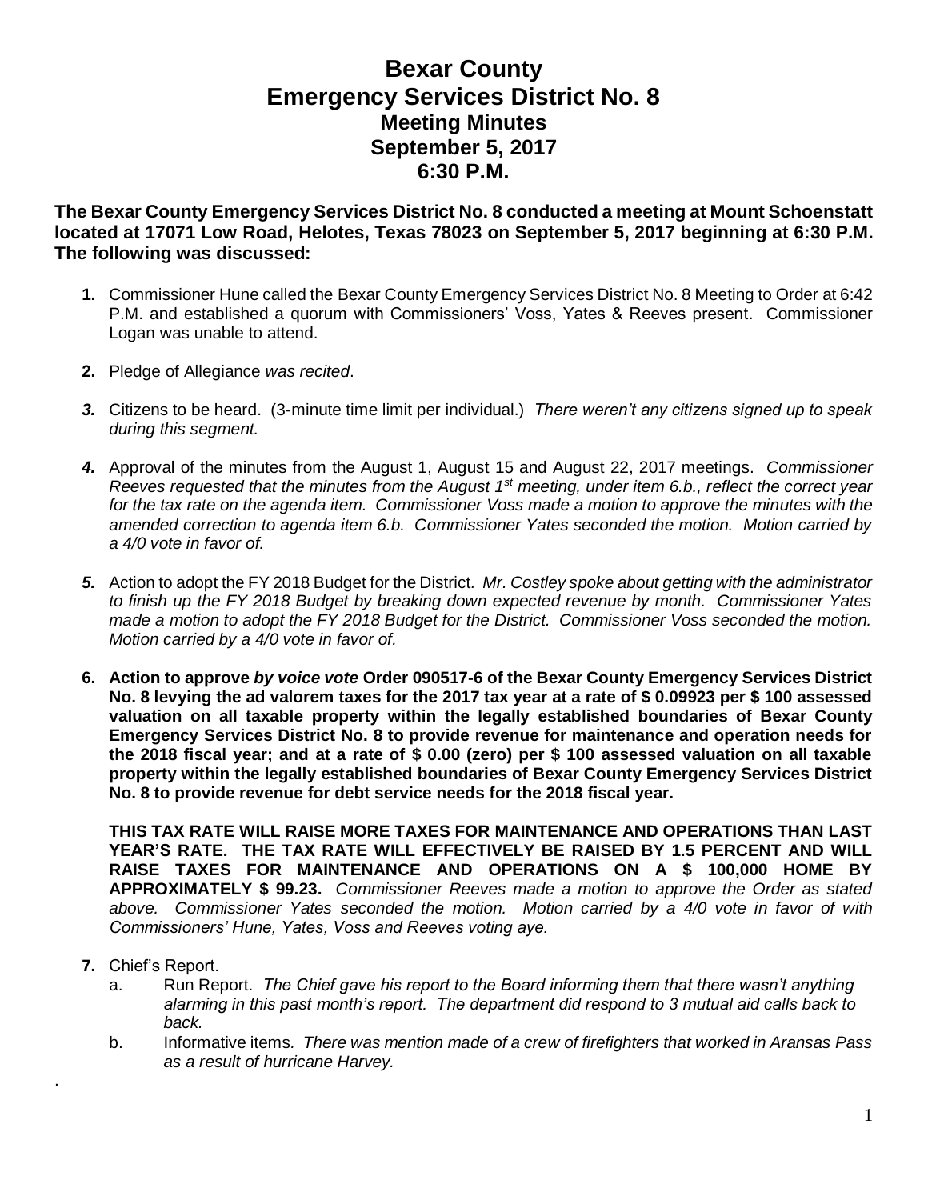# Bexar County
# Emergency Services District No. 8
## Meeting Minutes
## September 5, 2017
## 6:30 P.M.

**The Bexar County Emergency Services District No. 8 conducted a meeting at Mount Schoenstatt located at 17071 Low Road, Helotes, Texas 78023 on September 5, 2017 beginning at 6:30 P.M. The following was discussed:**

1. Commissioner Hune called the Bexar County Emergency Services District No. 8 Meeting to Order at 6:42 P.M. and established a quorum with Commissioners' Voss, Yates & Reeves present. Commissioner Logan was unable to attend.

2. Pledge of Allegiance *was recited*.

3. Citizens to be heard. (3-minute time limit per individual.) *There weren't any citizens signed up to speak during this segment.*

4. Approval of the minutes from the August 1, August 15 and August 22, 2017 meetings. *Commissioner Reeves requested that the minutes from the August 1st meeting, under item 6.b., reflect the correct year for the tax rate on the agenda item. Commissioner Voss made a motion to approve the minutes with the amended correction to agenda item 6.b. Commissioner Yates seconded the motion. Motion carried by a 4/0 vote in favor of.*

5. Action to adopt the FY 2018 Budget for the District. *Mr. Costley spoke about getting with the administrator to finish up the FY 2018 Budget by breaking down expected revenue by month. Commissioner Yates made a motion to adopt the FY 2018 Budget for the District. Commissioner Voss seconded the motion. Motion carried by a 4/0 vote in favor of.*

6. **Action to approve *by voice vote* Order 090517-6 of the Bexar County Emergency Services District No. 8 levying the ad valorem taxes for the 2017 tax year at a rate of $ 0.09923 per $ 100 assessed valuation on all taxable property within the legally established boundaries of Bexar County Emergency Services District No. 8 to provide revenue for maintenance and operation needs for the 2018 fiscal year; and at a rate of $ 0.00 (zero) per $ 100 assessed valuation on all taxable property within the legally established boundaries of Bexar County Emergency Services District No. 8 to provide revenue for debt service needs for the 2018 fiscal year.**

   **THIS TAX RATE WILL RAISE MORE TAXES FOR MAINTENANCE AND OPERATIONS THAN LAST YEAR'S RATE. THE TAX RATE WILL EFFECTIVELY BE RAISED BY 1.5 PERCENT AND WILL RAISE TAXES FOR MAINTENANCE AND OPERATIONS ON A $ 100,000 HOME BY APPROXIMATELY $ 99.23.** *Commissioner Reeves made a motion to approve the Order as stated above. Commissioner Yates seconded the motion. Motion carried by a 4/0 vote in favor of with Commissioners' Hune, Yates, Voss and Reeves voting aye.*

7. Chief's Report.
   a. Run Report. *The Chief gave his report to the Board informing them that there wasn't anything alarming in this past month's report. The department did respond to 3 mutual aid calls back to back.*
   b. Informative items. *There was mention made of a crew of firefighters that worked in Aransas Pass as a result of hurricane Harvey.*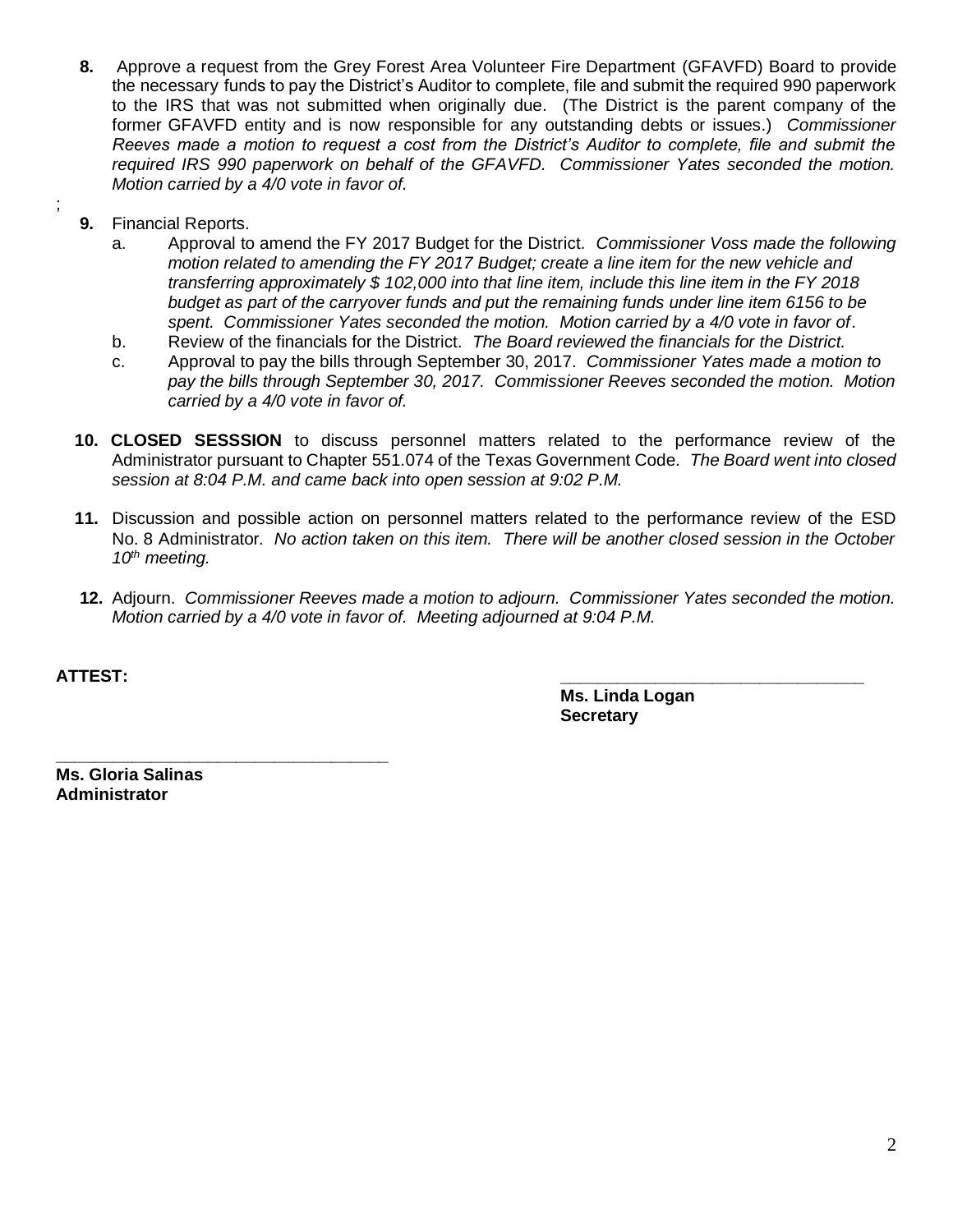**8.** Approve a request from the Grey Forest Area Volunteer Fire Department (GFAVFD) Board to provide the necessary funds to pay the District's Auditor to complete, file and submit the required 990 paperwork to the IRS that was not submitted when originally due. (The District is the parent company of the former GFAVFD entity and is now responsible for any outstanding debts or issues.) *Commissioner Reeves made a motion to request a cost from the District's Auditor to complete, file and submit the required IRS 990 paperwork on behalf of the GFAVFD. Commissioner Yates seconded the motion. Motion carried by a 4/0 vote in favor of.*

;

**9.** Financial Reports.

a. Approval to amend the FY 2017 Budget for the District. *Commissioner Voss made the following motion related to amending the FY 2017 Budget; create a line item for the new vehicle and transferring approximately $ 102,000 into that line item, include this line item in the FY 2018 budget as part of the carryover funds and put the remaining funds under line item 6156 to be spent. Commissioner Yates seconded the motion. Motion carried by a 4/0 vote in favor of*.

b. Review of the financials for the District. *The Board reviewed the financials for the District.*

c. Approval to pay the bills through September 30, 2017. *Commissioner Yates made a motion to pay the bills through September 30, 2017. Commissioner Reeves seconded the motion. Motion carried by a 4/0 vote in favor of.*

**10. CLOSED SESSSION** to discuss personnel matters related to the performance review of the Administrator pursuant to Chapter 551.074 of the Texas Government Code*. The Board went into closed session at 8:04 P.M. and came back into open session at 9:02 P.M.*

**11.** Discussion and possible action on personnel matters related to the performance review of the ESD No. 8 Administrator*. No action taken on this item. There will be another closed session in the October 10th meeting.*

**12.** Adjourn. *Commissioner Reeves made a motion to adjourn. Commissioner Yates seconded the motion. Motion carried by a 4/0 vote in favor of. Meeting adjourned at 9:04 P.M.*

**ATTEST:**

\_\_\_\_\_\_\_\_\_\_\_\_\_\_\_\_\_\_\_\_\_\_\_\_\_\_\_\_\_\_\_\_
**Ms. Linda Logan**
**Secretary**

\_\_\_\_\_\_\_\_\_\_\_\_\_\_\_\_\_\_\_\_\_\_\_\_\_\_\_\_\_\_\_\_
**Ms. Gloria Salinas**
**Administrator**